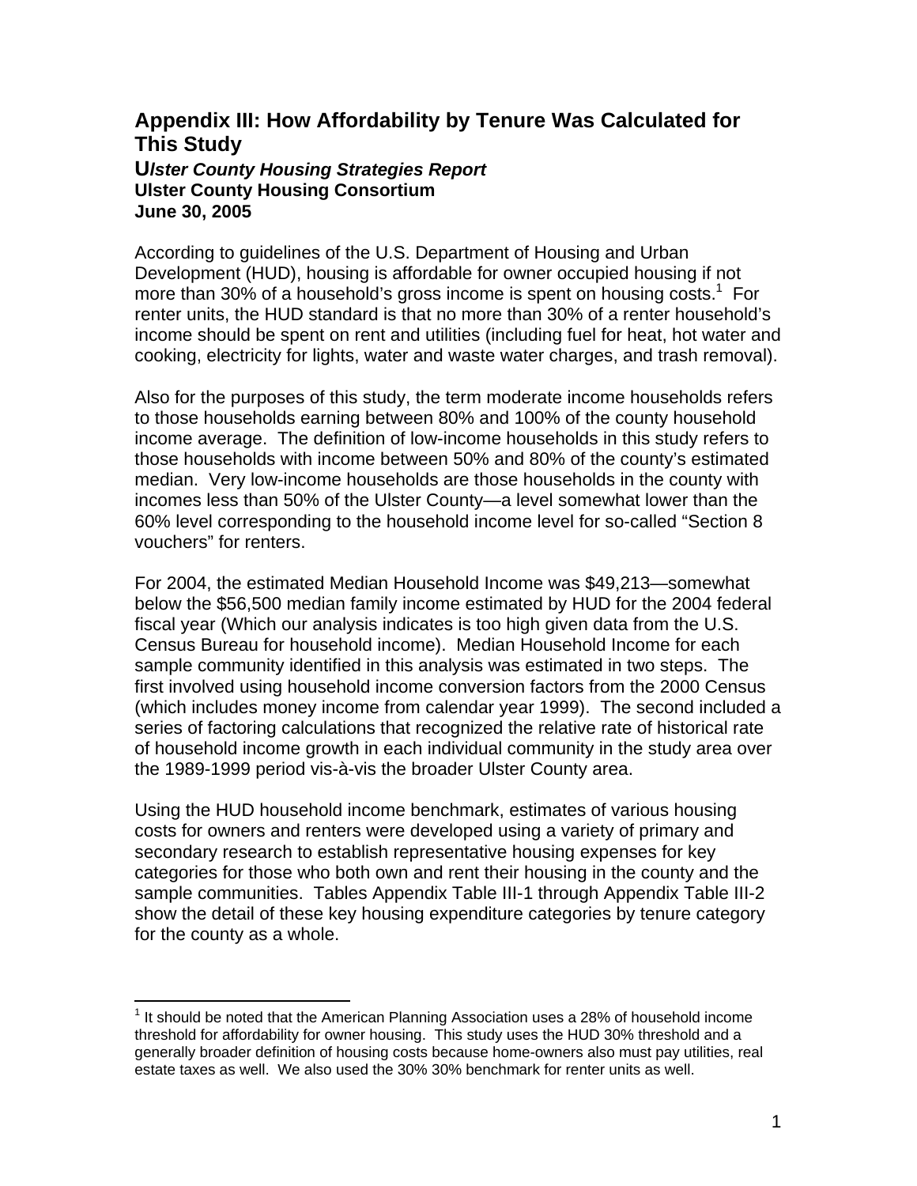## Appendix III: How Affordability by Tenure Was Calculated for This Study

**U*lster County Housing Strategies Report***
**Ulster County Housing Consortium**
**June 30, 2005**

According to guidelines of the U.S. Department of Housing and Urban Development (HUD), housing is affordable for owner occupied housing if not more than 30% of a household's gross income is spent on housing costs.[1] For renter units, the HUD standard is that no more than 30% of a renter household's income should be spent on rent and utilities (including fuel for heat, hot water and cooking, electricity for lights, water and waste water charges, and trash removal).

Also for the purposes of this study, the term moderate income households refers to those households earning between 80% and 100% of the county household income average. The definition of low-income households in this study refers to those households with income between 50% and 80% of the county's estimated median. Very low-income households are those households in the county with incomes less than 50% of the Ulster County—a level somewhat lower than the 60% level corresponding to the household income level for so-called "Section 8 vouchers" for renters.

For 2004, the estimated Median Household Income was $49,213—somewhat below the $56,500 median family income estimated by HUD for the 2004 federal fiscal year (Which our analysis indicates is too high given data from the U.S. Census Bureau for household income). Median Household Income for each sample community identified in this analysis was estimated in two steps. The first involved using household income conversion factors from the 2000 Census (which includes money income from calendar year 1999). The second included a series of factoring calculations that recognized the relative rate of historical rate of household income growth in each individual community in the study area over the 1989-1999 period vis-à-vis the broader Ulster County area.

Using the HUD household income benchmark, estimates of various housing costs for owners and renters were developed using a variety of primary and secondary research to establish representative housing expenses for key categories for those who both own and rent their housing in the county and the sample communities. Tables Appendix Table III-1 through Appendix Table III-2 show the detail of these key housing expenditure categories by tenure category for the county as a whole.

---

[1] It should be noted that the American Planning Association uses a 28% of household income threshold for affordability for owner housing. This study uses the HUD 30% threshold and a generally broader definition of housing costs because home-owners also must pay utilities, real estate taxes as well. We also used the 30% 30% benchmark for renter units as well.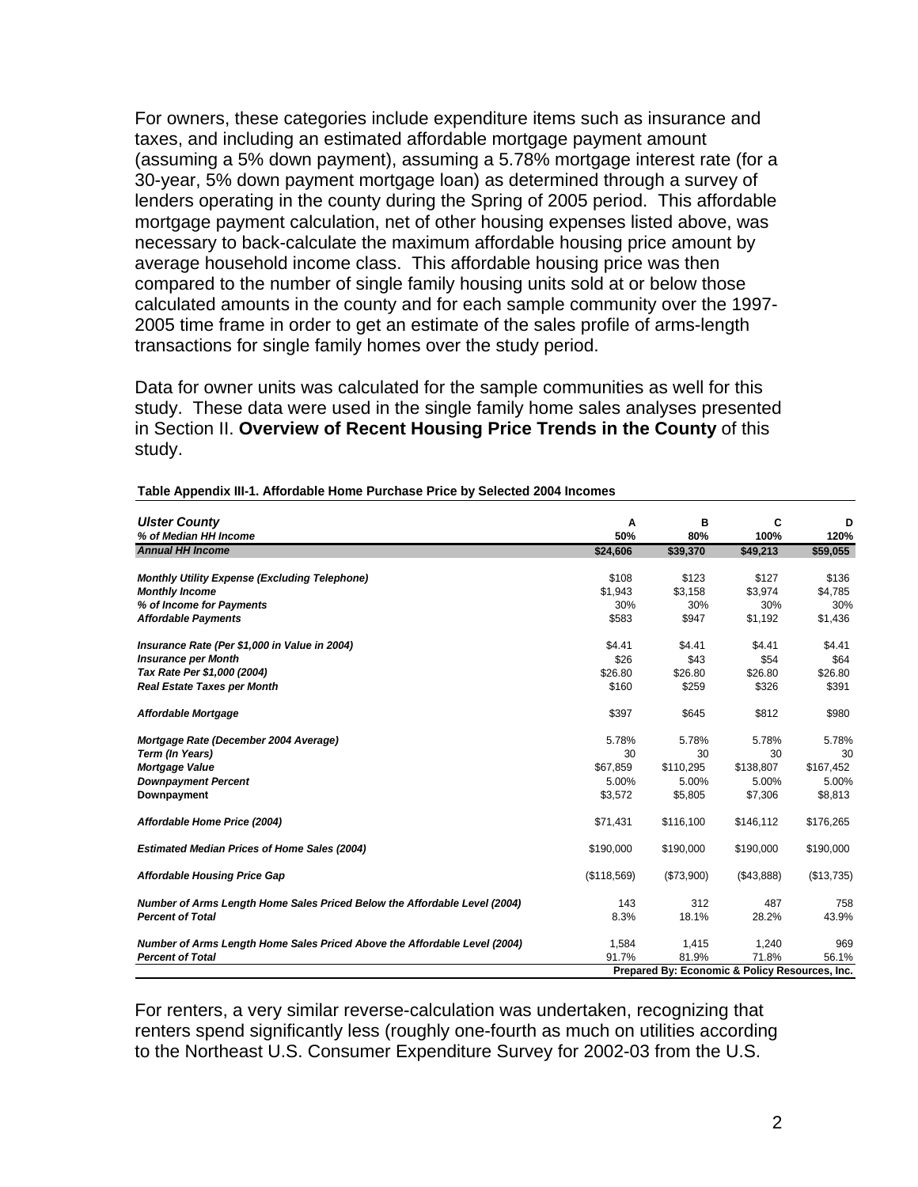For owners, these categories include expenditure items such as insurance and taxes, and including an estimated affordable mortgage payment amount (assuming a 5% down payment), assuming a 5.78% mortgage interest rate (for a 30-year, 5% down payment mortgage loan) as determined through a survey of lenders operating in the county during the Spring of 2005 period. This affordable mortgage payment calculation, net of other housing expenses listed above, was necessary to back-calculate the maximum affordable housing price amount by average household income class. This affordable housing price was then compared to the number of single family housing units sold at or below those calculated amounts in the county and for each sample community over the 1997-2005 time frame in order to get an estimate of the sales profile of arms-length transactions for single family homes over the study period.

Data for owner units was calculated for the sample communities as well for this study. These data were used in the single family home sales analyses presented in Section II. **Overview of Recent Housing Price Trends in the County** of this study.

**Table Appendix III-1. Affordable Home Purchase Price by Selected 2004 Incomes**

| ***Ulster County*** | **A** | **B** | **C** | **D** |
|---|---|---|---|---|
| ***% of Median HH Income*** | **50%** | **80%** | **100%** | **120%** |
| ***Annual HH Income*** | **$24,606** | **$39,370** | **$49,213** | **$59,055** |
| ***Monthly Utility Expense (Excluding Telephone)*** | $108 | $123 | $127 | $136 |
| ***Monthly Income*** | $1,943 | $3,158 | $3,974 | $4,785 |
| ***% of Income for Payments*** | 30% | 30% | 30% | 30% |
| ***Affordable Payments*** | $583 | $947 | $1,192 | $1,436 |
| ***Insurance Rate (Per $1,000 in Value in 2004)*** | $4.41 | $4.41 | $4.41 | $4.41 |
| ***Insurance per Month*** | $26 | $43 | $54 | $64 |
| ***Tax Rate Per $1,000 (2004)*** | $26.80 | $26.80 | $26.80 | $26.80 |
| ***Real Estate Taxes per Month*** | $160 | $259 | $326 | $391 |
| ***Affordable Mortgage*** | $397 | $645 | $812 | $980 |
| ***Mortgage Rate (December 2004 Average)*** | 5.78% | 5.78% | 5.78% | 5.78% |
| ***Term (In Years)*** | 30 | 30 | 30 | 30 |
| ***Mortgage Value*** | $67,859 | $110,295 | $138,807 | $167,452 |
| ***Downpayment Percent*** | 5.00% | 5.00% | 5.00% | 5.00% |
| **Downpayment** | $3,572 | $5,805 | $7,306 | $8,813 |
| ***Affordable Home Price (2004)*** | $71,431 | $116,100 | $146,112 | $176,265 |
| ***Estimated Median Prices of Home Sales (2004)*** | $190,000 | $190,000 | $190,000 | $190,000 |
| ***Affordable Housing Price Gap*** | ($118,569) | ($73,900) | ($43,888) | ($13,735) |
| ***Number of Arms Length Home Sales Priced Below the Affordable Level (2004)*** | 143 | 312 | 487 | 758 |
| ***Percent of Total*** | 8.3% | 18.1% | 28.2% | 43.9% |
| ***Number of Arms Length Home Sales Priced Above the Affordable Level (2004)*** | 1,584 | 1,415 | 1,240 | 969 |
| ***Percent of Total*** | 91.7% | 81.9% | 71.8% | 56.1% |

**Prepared By: Economic & Policy Resources, Inc.**

For renters, a very similar reverse-calculation was undertaken, recognizing that renters spend significantly less (roughly one-fourth as much on utilities according to the Northeast U.S. Consumer Expenditure Survey for 2002-03 from the U.S.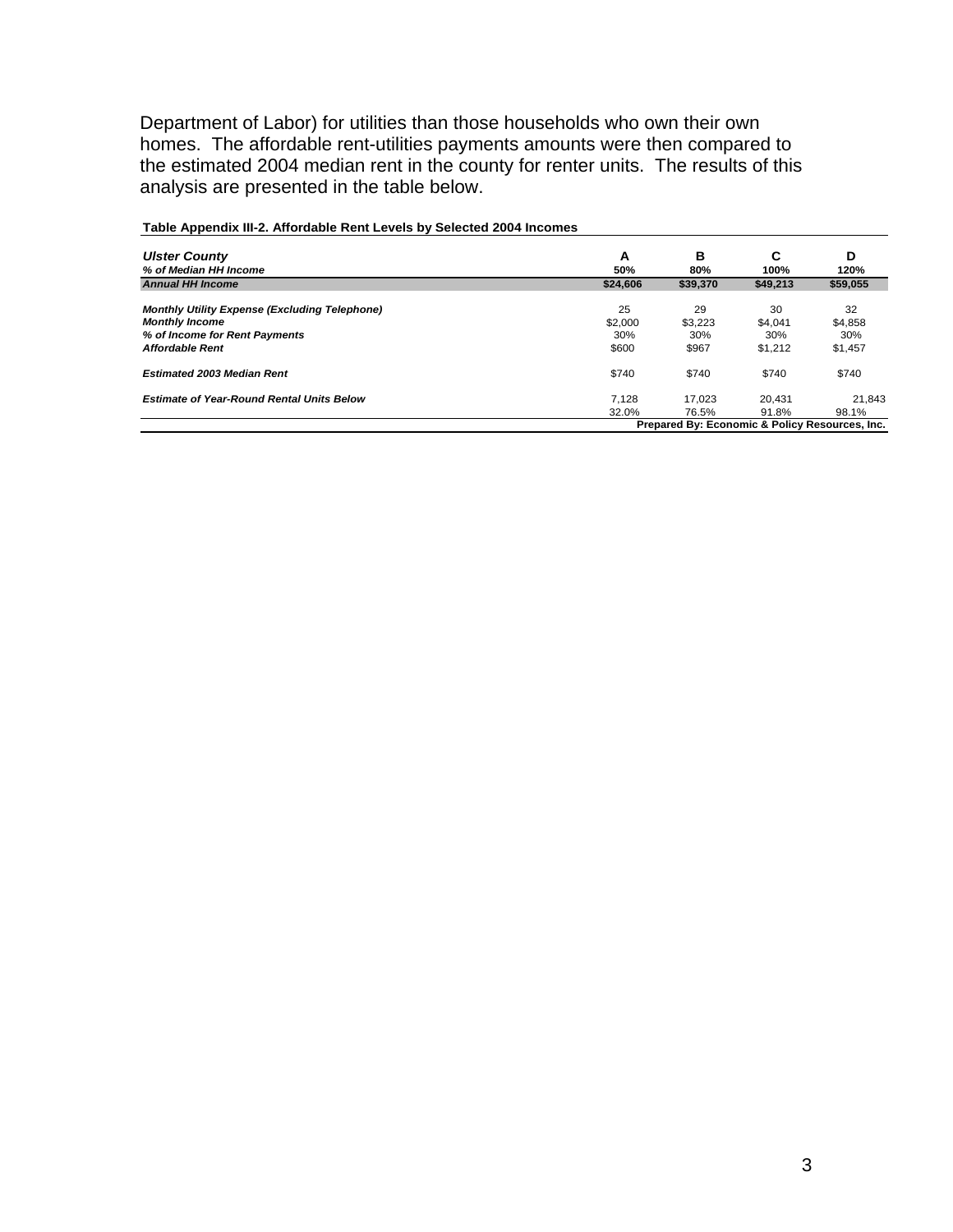Department of Labor) for utilities than those households who own their own homes. The affordable rent-utilities payments amounts were then compared to the estimated 2004 median rent in the county for renter units. The results of this analysis are presented in the table below.

**Table Appendix III-2. Affordable Rent Levels by Selected 2004 Incomes**

| ***Ulster County*** | **A** | **B** | **C** | **D** |
|---|---|---|---|---|
| ***% of Median HH Income*** | **50%** | **80%** | **100%** | **120%** |
| ***Annual HH Income*** | **$24,606** | **$39,370** | **$49,213** | **$59,055** |
| ***Monthly Utility Expense (Excluding Telephone)*** | 25 | 29 | 30 | 32 |
| ***Monthly Income*** | $2,000 | $3,223 | $4,041 | $4,858 |
| ***% of Income for Rent Payments*** | 30% | 30% | 30% | 30% |
| ***Affordable Rent*** | $600 | $967 | $1,212 | $1,457 |
| ***Estimated 2003 Median Rent*** | $740 | $740 | $740 | $740 |
| ***Estimate of Year-Round Rental Units Below*** | 7,128 | 17,023 | 20,431 | 21,843 |
| | 32.0% | 76.5% | 91.8% | 98.1% |

**Prepared By: Economic & Policy Resources, Inc.**